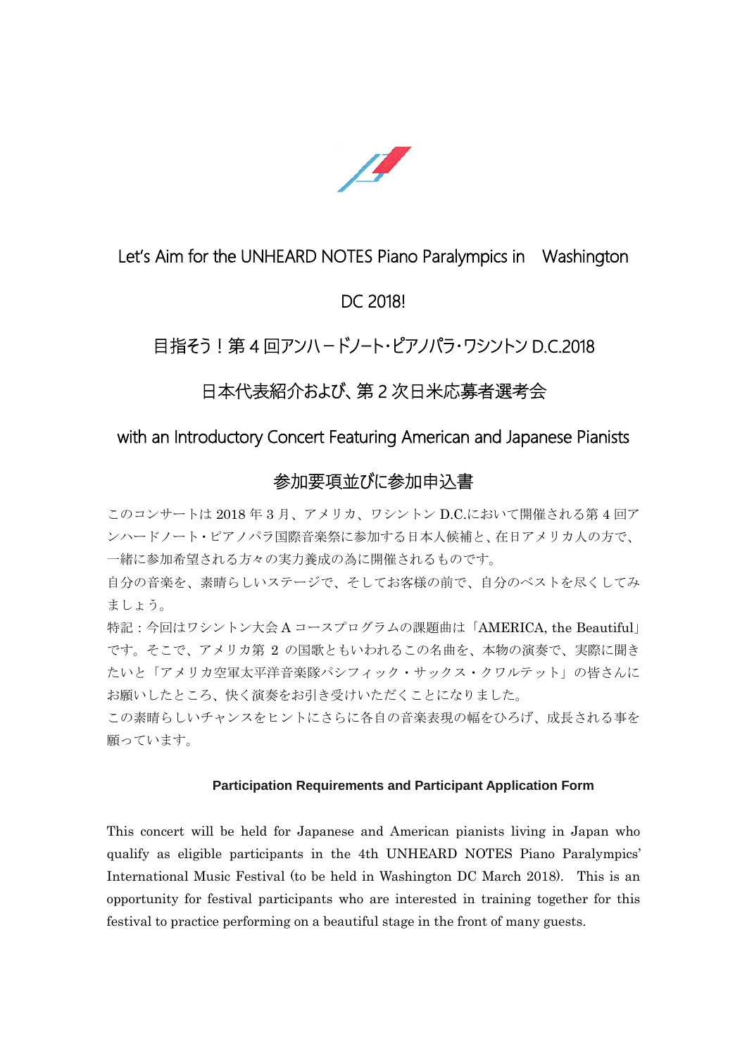# Let's Aim for the UNHEARD NOTES Piano Paralympics in Washington DC 2018!

# 目指そう！第 4 回アンハードノート･ピアノパラ･ワシントン D.C.2018

## 日本代表紹介および、第 2 次日米応募者選考会

## with an Introductory Concert Featuring American and Japanese Pianists

## 参加要項並びに参加申込書

このコンサートは 2018 年 3 月、アメリカ、ワシントン D.C.において開催される第 4 回アンハードノート・ピアノパラ国際音楽祭に参加する日本人候補と、在日アメリカ人の方で、一緒に参加希望される方々の実力養成の為に開催されるものです。

自分の音楽を、素晴らしいステージで、そしてお客様の前で、自分のベストを尽くしてみましょう。

特記：今回はワシントン大会 A コースプログラムの課題曲は「AMERICA, the Beautiful」です。そこで、アメリカ第 2 の国歌ともいわれるこの名曲を、本物の演奏で、実際に聞きたいと「アメリカ空軍太平洋音楽隊パシフィック・サックス・クワルテット」の皆さんにお願いしたところ、快く演奏をお引き受けいただくことになりました。

この素晴らしいチャンスをヒントにさらに各自の音楽表現の幅をひろげ、成長される事を願っています。

**Participation Requirements and Participant Application Form**

This concert will be held for Japanese and American pianists living in Japan who qualify as eligible participants in the 4th UNHEARD NOTES Piano Paralympics' International Music Festival (to be held in Washington DC March 2018). This is an opportunity for festival participants who are interested in training together for this festival to practice performing on a beautiful stage in the front of many guests.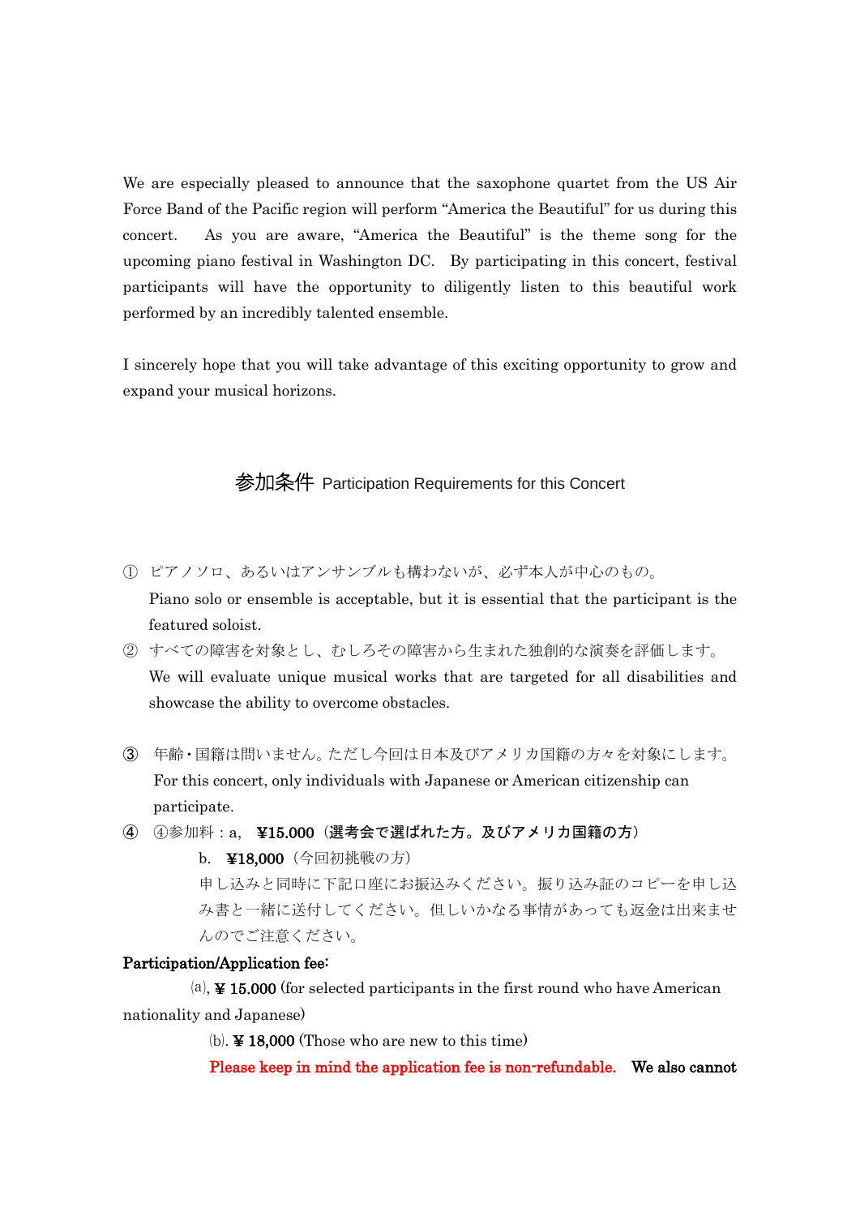We are especially pleased to announce that the saxophone quartet from the US Air Force Band of the Pacific region will perform “America the Beautiful” for us during this concert. As you are aware, “America the Beautiful” is the theme song for the upcoming piano festival in Washington DC. By participating in this concert, festival participants will have the opportunity to diligently listen to this beautiful work performed by an incredibly talented ensemble.

I sincerely hope that you will take advantage of this exciting opportunity to grow and expand your musical horizons.

## 参加条件 Participation Requirements for this Concert

① ピアノソロ、あるいはアンサンブルも構わないが、必ず本人が中心のもの。
Piano solo or ensemble is acceptable, but it is essential that the participant is the featured soloist.

② すべての障害を対象とし、むしろその障害から生まれた独創的な演奏を評価します。
We will evaluate unique musical works that are targeted for all disabilities and showcase the ability to overcome obstacles.

③ 年齢・国籍は問いません。ただし今回は日本及びアメリカ国籍の方々を対象にします。
For this concert, only individuals with Japanese or American citizenship can participate.

④ ④参加料：a, **¥15.000（選考会で選ばれた方。及びアメリカ国籍の方）**
b. **¥18,000**（今回初挑戦の方）
申し込みと同時に下記口座にお振込みください。振り込み証のコピーを申し込み書と一緒に送付してください。但しいかなる事情があっても返金は出来ませんのでご注意ください。

**Participation/Application fee:**

(a), **¥ 15.000** (for selected participants in the first round who have American nationality and Japanese)

(b). **¥ 18,000** (Those who are new to this time)

**Please keep in mind the application fee is non-refundable.** **We also cannot**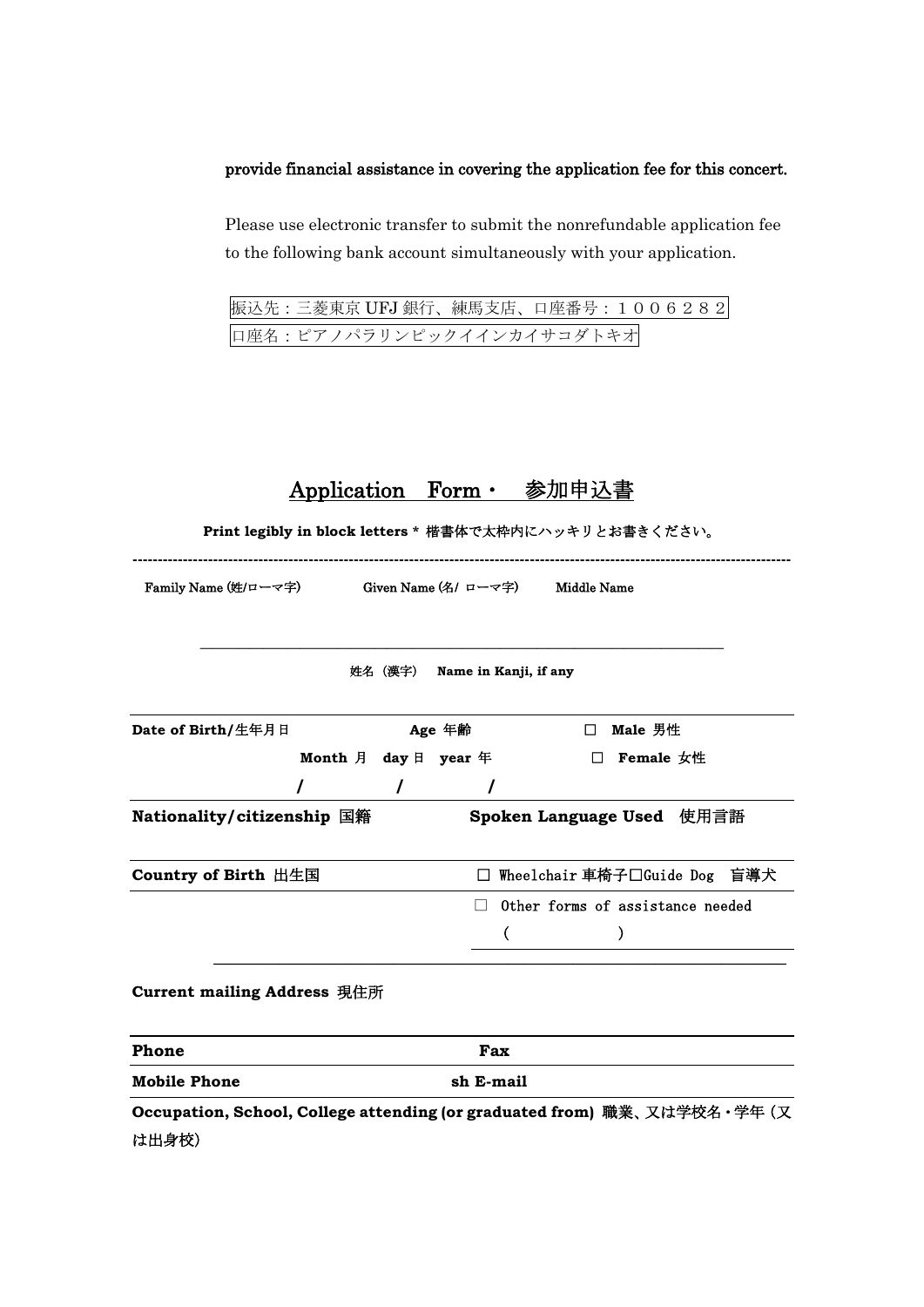**provide financial assistance in covering the application fee for this concert.**

Please use electronic transfer to submit the nonrefundable application fee to the following bank account simultaneously with your application.

| 振込先：三菱東京 UFJ 銀行、練馬支店、口座番号：１００６２８２ |
|---|
| 口座名：ピアノパラリンピックイインカイサコダトキオ |

# Application Form・ 参加申込書

**Print legibly in block letters \* 楷書体で太枠内にハッキリとお書きください。**

---

Family Name (姓/ローマ字)　　Given Name (名/ ローマ字)　　Middle Name

______________________________________________

姓名（漢字） **Name in Kanji, if any**

---

| **Date of Birth/生年月日** | **Age 年齢** | ☐ **Male 男性** |
|---|---|---|
| **Month 月　day 日　year 年** | | ☐ **Female 女性** |
| **/　　/　　/** | | |

| **Nationality/citizenship 国籍** | **Spoken Language Used 使用言語** |
|---|---|
| **Country of Birth 出生国** | ☐ Wheelchair 車椅子☐Guide Dog 盲導犬 |
| | ☐ Other forms of assistance needed ( ) |

**Current mailing Address 現住所**

| **Phone** | **Fax** |
|---|---|
| **Mobile Phone** | **sh E-mail** |

**Occupation, School, College attending (or graduated from) 職業、又は学校名・学年（又は出身校）**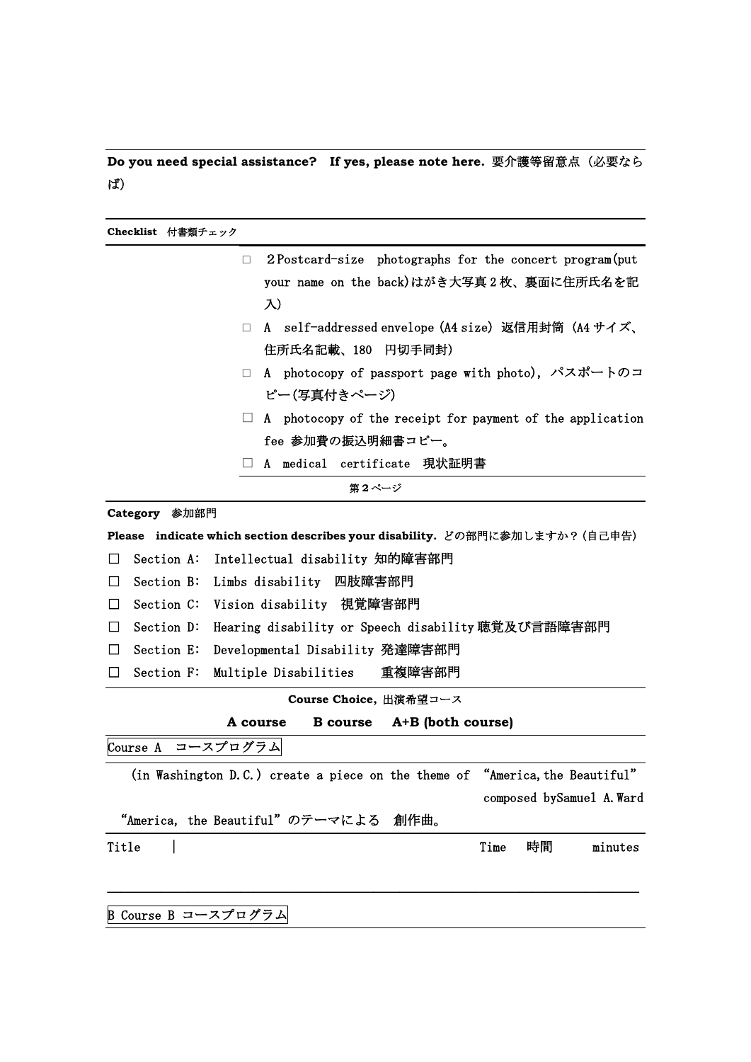**Do you need special assistance? If yes, please note here.** 要介護等留意点（必要ならば）

**Checklist** 付書類チェック

- □ 2Postcard-size photographs for the concert program(put your name on the back)はがき大写真２枚、裏面に住所氏名を記入)
- □ A self-addressed envelope (A4 size) 返信用封筒 (A4 サイズ、住所氏名記載、180 円切手同封)
- □ A photocopy of passport page with photo), パスポートのコピー(写真付きページ)
- □ A photocopy of the receipt for payment of the application fee 参加費の振込明細書コピー。
- □ A medical certificate 現状証明書

第２ページ

**Category** 参加部門

**Please indicate which section describes your disability.** どの部門に参加しますか？(自己申告)

- □ Section A: Intellectual disability 知的障害部門
- □ Section B: Limbs disability 四肢障害部門
- □ Section C: Vision disability 視覚障害部門
- □ Section D: Hearing disability or Speech disability 聴覚及び言語障害部門
- □ Section E: Developmental Disability 発達障害部門
- □ Section F: Multiple Disabilities 重複障害部門

**Course Choice,** 出演希望コース

**A course　　B course　　A+B (both course)**

Course A コースプログラム

(in Washington D.C.) create a piece on the theme of "America, the Beautiful" composed bySamuel A.Ward

"America, the Beautiful"のテーマによる 創作曲。

| Title | | Time 時間 | minutes |
|---|---|---|---|

B Course B コースプログラム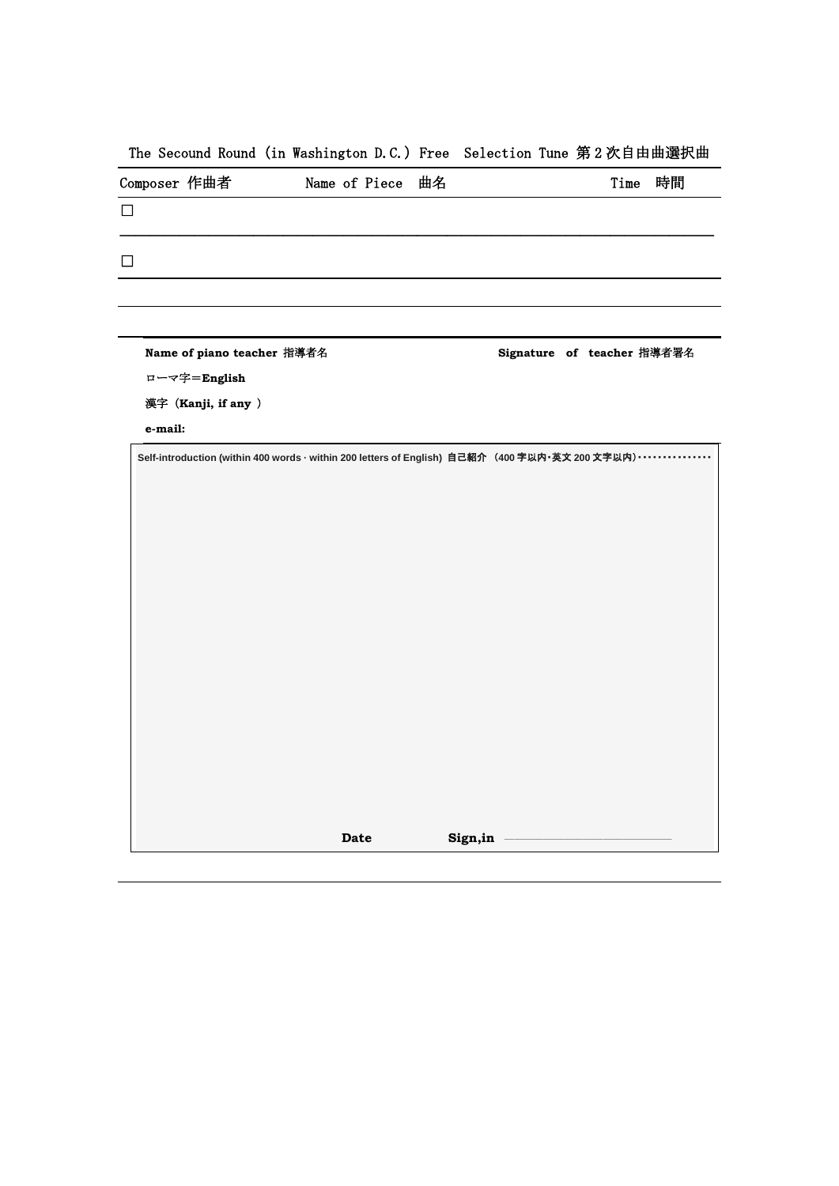The Secound Round (in Washington D.C.) Free Selection Tune 第2次自由曲選択曲

| Composer 作曲者 | Name of Piece 曲名 | Time 時間 |
|---|---|---|
| □ | | |
| □ | | |

**Name of piano teacher** 指導者名

**Signature of teacher** 指導者署名

ローマ字＝**English**

漢字（**Kanji, if any** ）

**e-mail:**

**Self-introduction (within 400 words · within 200 letters of English) 自己紹介 （400 字以内・英文 200 文字以内）・・・・・・・・・・・・・・・**

**Date** **Sign,in** ___________________________